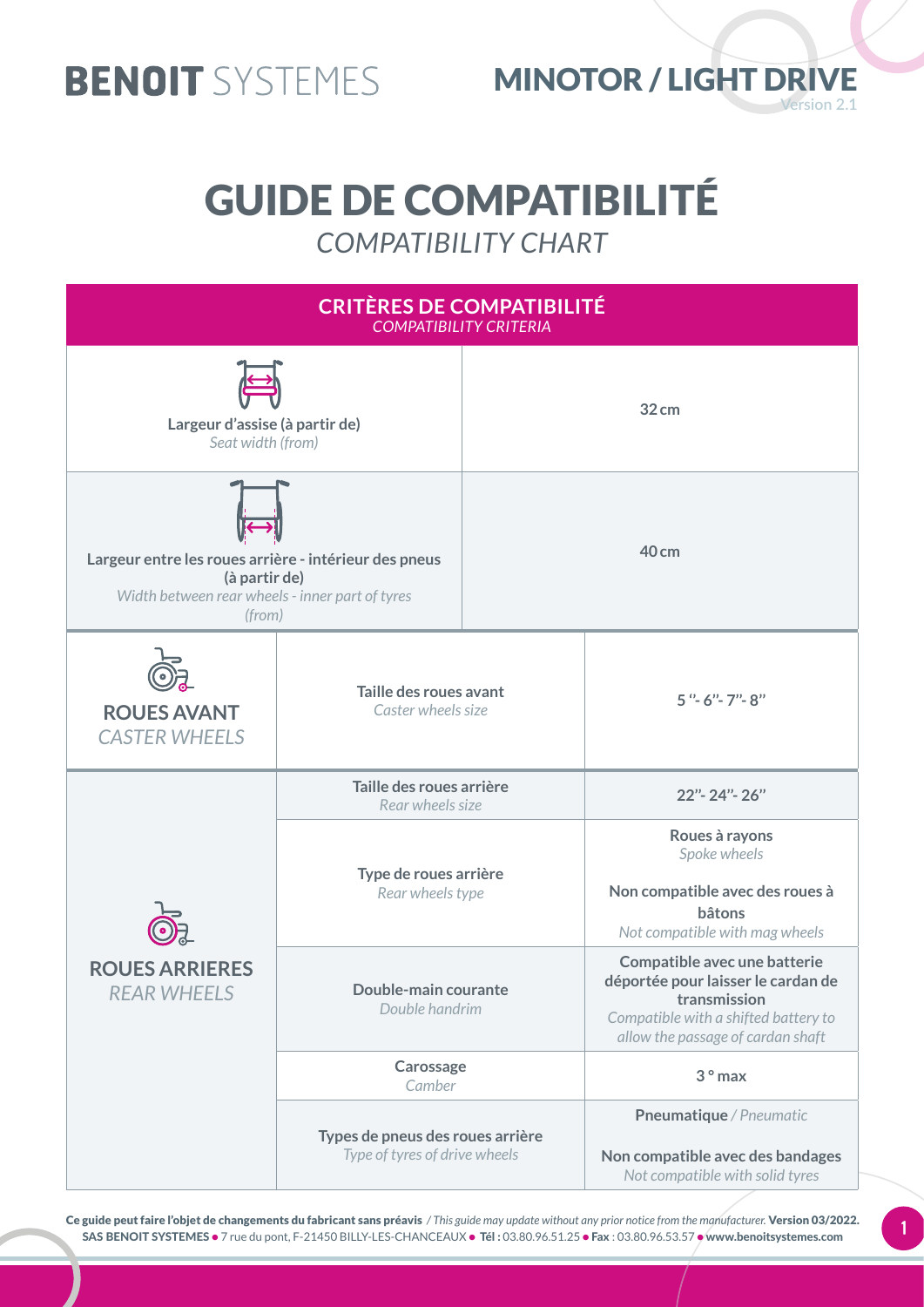BENOIT SYSTEMES

MINOTOR / LIGHT DRIVE
Version 2.1

# GUIDE DE COMPATIBILITÉ

*COMPATIBILITY CHART*

| **CRITÈRES DE COMPATIBILITÉ** *COMPATIBILITY CRITERIA* | | |
|---|---|---|
| **Largeur d'assise (à partir de)** *Seat width (from)* | | **32 cm** |
| **Largeur entre les roues arrière - intérieur des pneus (à partir de)** *Width between rear wheels - inner part of tyres (from)* | | **40 cm** |
| **ROUES AVANT** *CASTER WHEELS* | **Taille des roues avant** *Caster wheels size* | **5 ''- 6''- 7''- 8''** |
| **ROUES ARRIERES** *REAR WHEELS* | **Taille des roues arrière** *Rear wheels size* | **22''- 24''- 26''** |
| | **Type de roues arrière** *Rear wheels type* | **Roues à rayons** *Spoke wheels* **Non compatible avec des roues à bâtons** *Not compatible with mag wheels* |
| | **Double-main courante** *Double handrim* | **Compatible avec une batterie déportée pour laisser le cardan de transmission** *Compatible with a shifted battery to allow the passage of cardan shaft* |
| | **Carossage** *Camber* | **3 ° max** |
| | **Types de pneus des roues arrière** *Type of tyres of drive wheels* | **Pneumatique** / *Pneumatic* **Non compatible avec des bandages** *Not compatible with solid tyres* |

**Ce guide peut faire l'objet de changements du fabricant sans préavis** / *This guide may update without any prior notice from the manufacturer.* **Version 03/2022.**
**SAS BENOIT SYSTEMES** • 7 rue du pont, F-21450 BILLY-LES-CHANCEAUX • **Tél :** 03.80.96.51.25 • **Fax** : 03.80.96.53.57 • **www.benoitsystemes.com**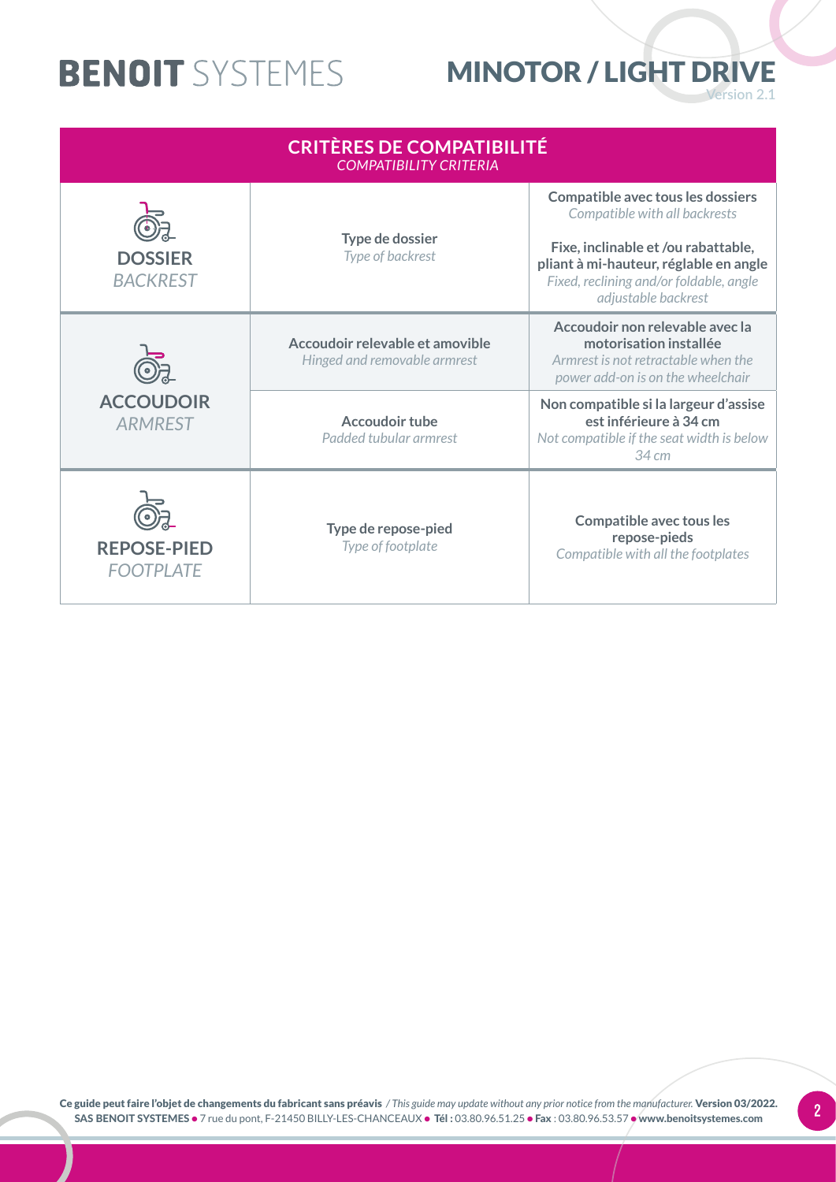| **CRITÈRES DE COMPATIBILITÉ** *COMPATIBILITY CRITERIA* | | |
|---|---|---|
| **DOSSIER** *BACKREST* | **Type de dossier** *Type of backrest* | **Compatible avec tous les dossiers** *Compatible with all backrests* **Fixe, inclinable et /ou rabattable, pliant à mi-hauteur, réglable en angle** *Fixed, reclining and/or foldable, angle adjustable backrest* |
| **ACCOUDOIR** *ARMREST* | **Accoudoir relevable et amovible** *Hinged and removable armrest* | **Accoudoir non relevable avec la motorisation installée** *Armrest is not retractable when the power add-on is on the wheelchair* |
| | **Accoudoir tube** *Padded tubular armrest* | **Non compatible si la largeur d'assise est inférieure à 34 cm** *Not compatible if the seat width is below 34 cm* |
| **REPOSE-PIED** *FOOTPLATE* | **Type de repose-pied** *Type of footplate* | **Compatible avec tous les repose-pieds** *Compatible with all the footplates* |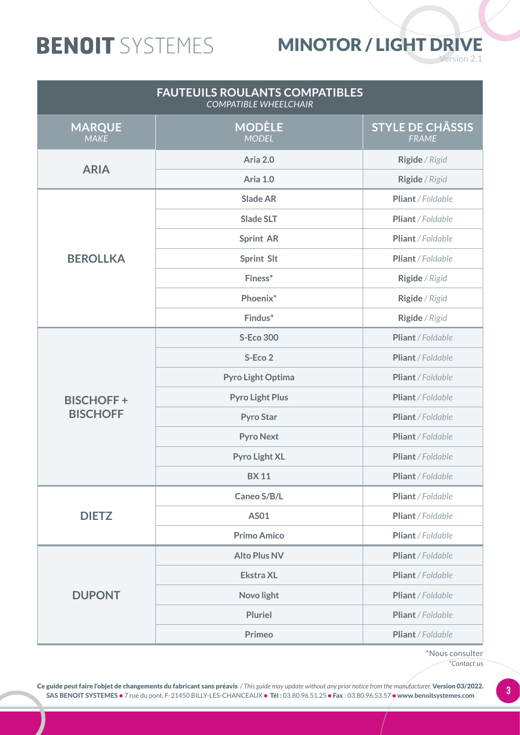# FAUTEUILS ROULANTS COMPATIBLES
*COMPATIBLE WHEELCHAIR*

| MARQUE *MAKE* | MODÈLE *MODEL* | STYLE DE CHÂSSIS *FRAME* |
|---|---|---|
| **ARIA** | **Aria 2.0** | **Rigide** / *Rigid* |
| | **Aria 1.0** | **Rigide** / *Rigid* |
| **BEROLLKA** | **Slade AR** | **Pliant** / *Foldable* |
| | **Slade SLT** | **Pliant** / *Foldable* |
| | **Sprint AR** | **Pliant** / *Foldable* |
| | **Sprint Slt** | **Pliant** / *Foldable* |
| | **Finess*** | **Rigide** / *Rigid* |
| | **Phoenix*** | **Rigide** / *Rigid* |
| | **Findus*** | **Rigide** / *Rigid* |
| **BISCHOFF + BISCHOFF** | **S-Eco 300** | **Pliant** / *Foldable* |
| | **S-Eco 2** | **Pliant** / *Foldable* |
| | **Pyro Light Optima** | **Pliant** / *Foldable* |
| | **Pyro Light Plus** | **Pliant** / *Foldable* |
| | **Pyro Star** | **Pliant** / *Foldable* |
| | **Pyro Next** | **Pliant** / *Foldable* |
| | **Pyro Light XL** | **Pliant** / *Foldable* |
| | **BX 11** | **Pliant** / *Foldable* |
| **DIETZ** | **Caneo S/B/L** | **Pliant** / *Foldable* |
| | **AS01** | **Pliant** / *Foldable* |
| | **Primo Amico** | **Pliant** / *Foldable* |
| **DUPONT** | **Alto Plus NV** | **Pliant** / *Foldable* |
| | **Ekstra XL** | **Pliant** / *Foldable* |
| | **Novo light** | **Pliant** / *Foldable* |
| | **Pluriel** | **Pliant** / *Foldable* |
| | **Primeo** | **Pliant** / *Foldable* |

*Nous consulter
*\*Contact us*

**Ce guide peut faire l'objet de changements du fabricant sans préavis** / *This guide may update without any prior notice from the manufacturer.* **Version 03/2022.**
**SAS BENOIT SYSTEMES** • 7 rue du pont, F-21450 BILLY-LES-CHANCEAUX • **Tél :** 03.80.96.51.25 • **Fax** : 03.80.96.53.57 • **www.benoitsystemes.com**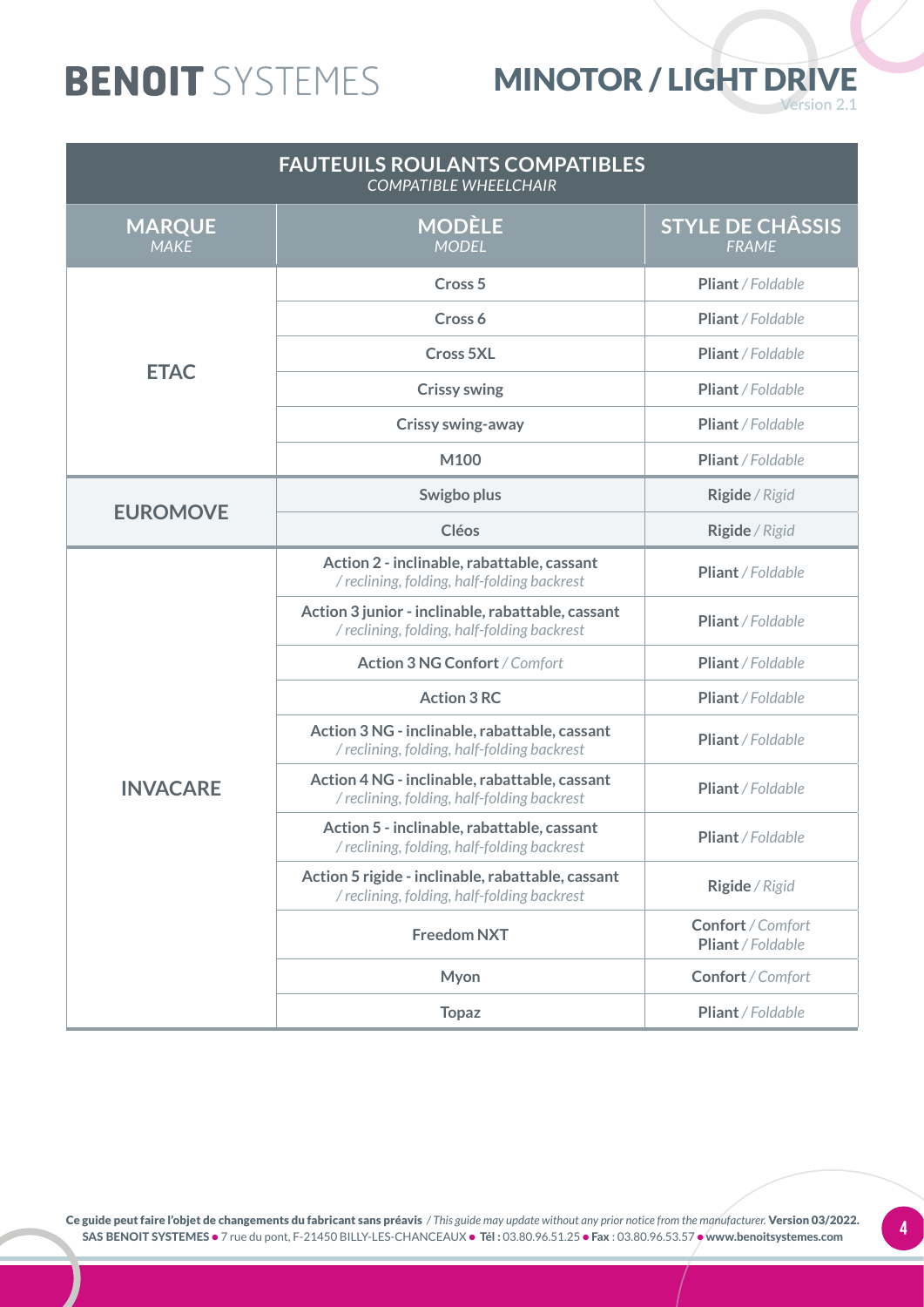# FAUTEUILS ROULANTS COMPATIBLES
*COMPATIBLE WHEELCHAIR*

| **MARQUE** *MAKE* | **MODÈLE** *MODEL* | **STYLE DE CHÂSSIS** *FRAME* |
|---|---|---|
| **ETAC** | **Cross 5** | **Pliant** / *Foldable* |
| | **Cross 6** | **Pliant** / *Foldable* |
| | **Cross 5XL** | **Pliant** / *Foldable* |
| | **Crissy swing** | **Pliant** / *Foldable* |
| | **Crissy swing-away** | **Pliant** / *Foldable* |
| | **M100** | **Pliant** / *Foldable* |
| **EUROMOVE** | **Swigbo plus** | **Rigide** / *Rigid* |
| | **Cléos** | **Rigide** / *Rigid* |
| **INVACARE** | **Action 2 - inclinable, rabattable, cassant** */ reclining, folding, half-folding backrest* | **Pliant** / *Foldable* |
| | **Action 3 junior - inclinable, rabattable, cassant** */ reclining, folding, half-folding backrest* | **Pliant** / *Foldable* |
| | **Action 3 NG Confort** / *Comfort* | **Pliant** / *Foldable* |
| | **Action 3 RC** | **Pliant** / *Foldable* |
| | **Action 3 NG - inclinable, rabattable, cassant** */ reclining, folding, half-folding backrest* | **Pliant** / *Foldable* |
| | **Action 4 NG - inclinable, rabattable, cassant** */ reclining, folding, half-folding backrest* | **Pliant** / *Foldable* |
| | **Action 5 - inclinable, rabattable, cassant** */ reclining, folding, half-folding backrest* | **Pliant** / *Foldable* |
| | **Action 5 rigide - inclinable, rabattable, cassant** */ reclining, folding, half-folding backrest* | **Rigide** / *Rigid* |
| | **Freedom NXT** | **Confort** / *Comfort* **Pliant** / *Foldable* |
| | **Myon** | **Confort** / *Comfort* |
| | **Topaz** | **Pliant** / *Foldable* |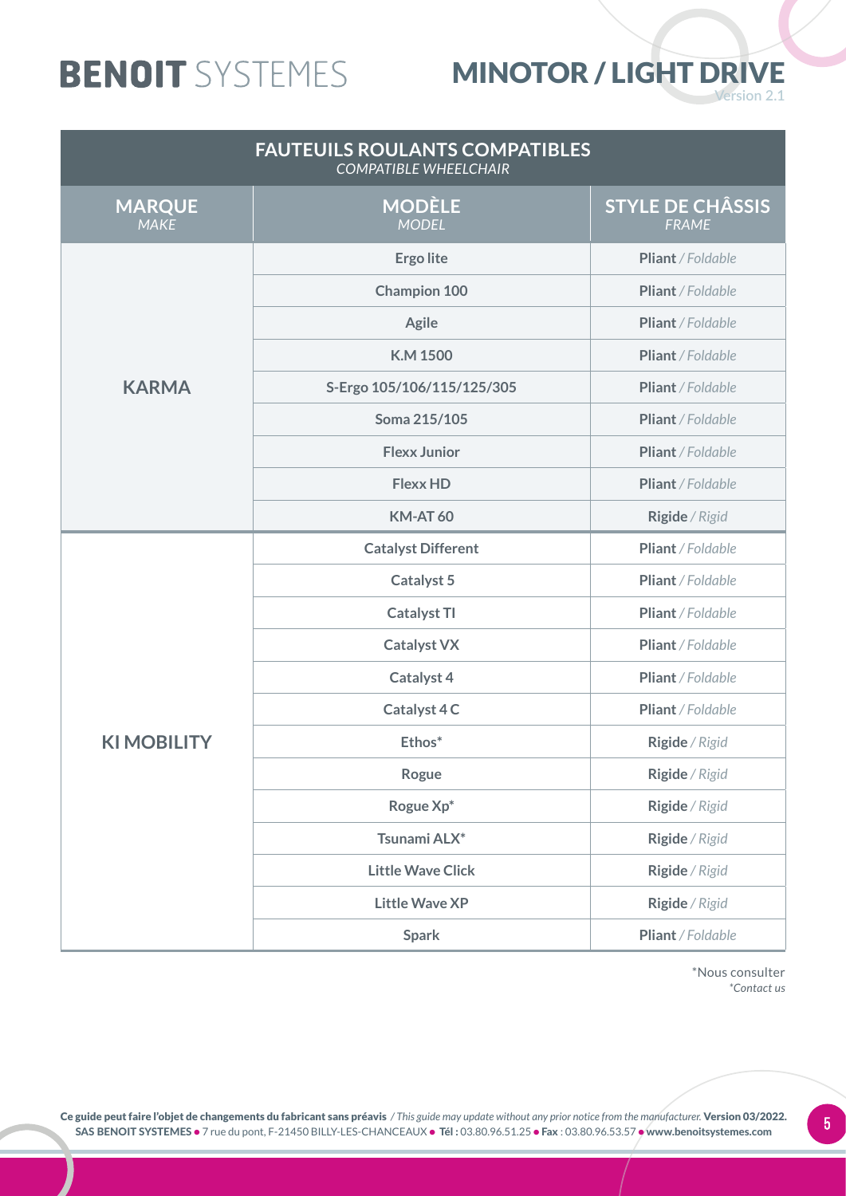# BENOIT SYSTEMES

## MINOTOR / LIGHT DRIVE

Version 2.1

| **FAUTEUILS ROULANTS COMPATIBLES** *COMPATIBLE WHEELCHAIR* | | |
|---|---|---|
| **MARQUE** *MAKE* | **MODÈLE** *MODEL* | **STYLE DE CHÂSSIS** *FRAME* |
| **KARMA** | **Ergo lite** | **Pliant** / *Foldable* |
| | **Champion 100** | **Pliant** / *Foldable* |
| | **Agile** | **Pliant** / *Foldable* |
| | **K.M 1500** | **Pliant** / *Foldable* |
| | **S-Ergo 105/106/115/125/305** | **Pliant** / *Foldable* |
| | **Soma 215/105** | **Pliant** / *Foldable* |
| | **Flexx Junior** | **Pliant** / *Foldable* |
| | **Flexx HD** | **Pliant** / *Foldable* |
| | **KM-AT 60** | **Rigide** / *Rigid* |
| **KI MOBILITY** | **Catalyst Different** | **Pliant** / *Foldable* |
| | **Catalyst 5** | **Pliant** / *Foldable* |
| | **Catalyst TI** | **Pliant** / *Foldable* |
| | **Catalyst VX** | **Pliant** / *Foldable* |
| | **Catalyst 4** | **Pliant** / *Foldable* |
| | **Catalyst 4 C** | **Pliant** / *Foldable* |
| | **Ethos*** | **Rigide** / *Rigid* |
| | **Rogue** | **Rigide** / *Rigid* |
| | **Rogue Xp*** | **Rigide** / *Rigid* |
| | **Tsunami ALX*** | **Rigide** / *Rigid* |
| | **Little Wave Click** | **Rigide** / *Rigid* |
| | **Little Wave XP** | **Rigide** / *Rigid* |
| | **Spark** | **Pliant** / *Foldable* |

*Nous consulter
*\*Contact us*

**Ce guide peut faire l'objet de changements du fabricant sans préavis** / *This guide may update without any prior notice from the manufacturer.* **Version 03/2022.**
**SAS BENOIT SYSTEMES** • 7 rue du pont, F-21450 BILLY-LES-CHANCEAUX • **Tél :** 03.80.96.51.25 • **Fax** : 03.80.96.53.57 • **www.benoitsystemes.com**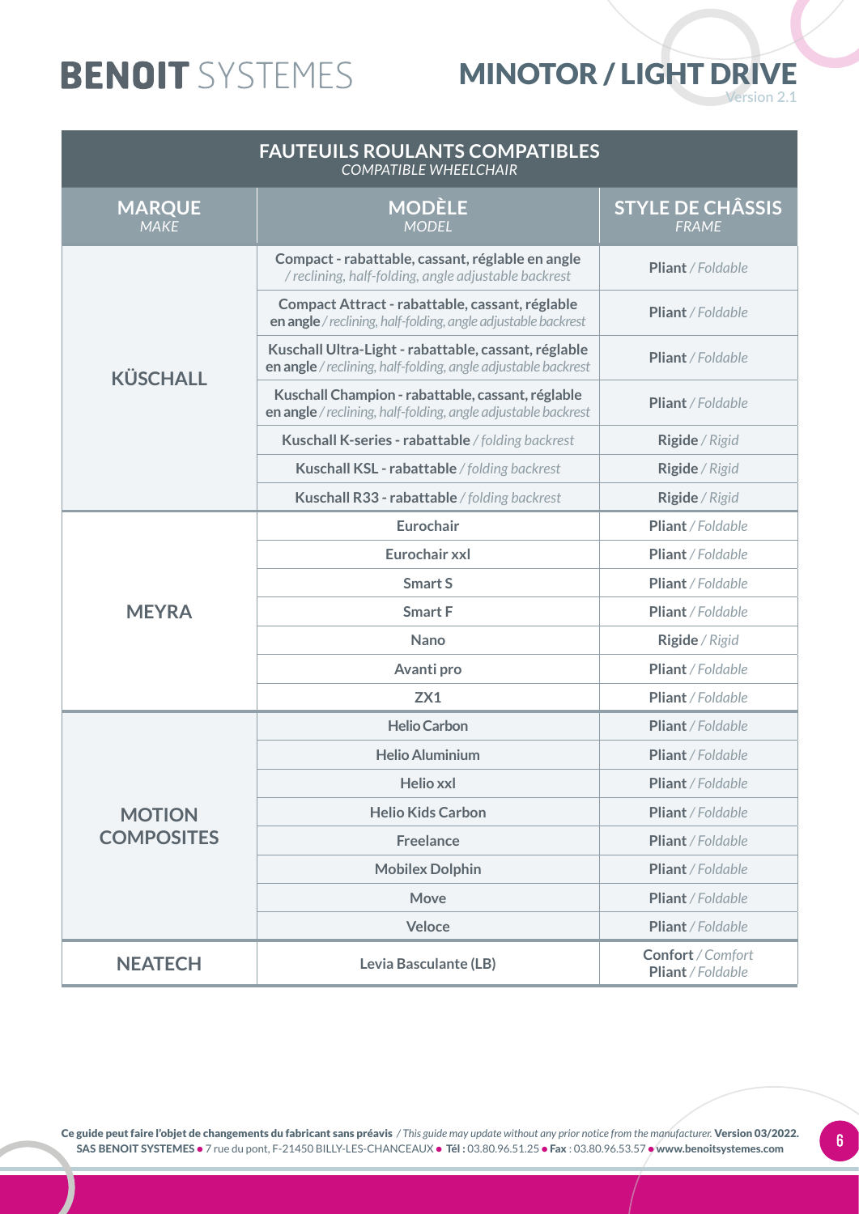| FAUTEUILS ROULANTS COMPATIBLES *COMPATIBLE WHEELCHAIR* | | |
|---|---|---|
| **MARQUE** *MAKE* | **MODÈLE** *MODEL* | **STYLE DE CHÂSSIS** *FRAME* |
| **KÜSCHALL** | **Compact - rabattable, cassant, réglable en angle** */ reclining, half-folding, angle adjustable backrest* | **Pliant** */ Foldable* |
| | **Compact Attract - rabattable, cassant, réglable en angle** */ reclining, half-folding, angle adjustable backrest* | **Pliant** */ Foldable* |
| | **Kuschall Ultra-Light - rabattable, cassant, réglable en angle** */ reclining, half-folding, angle adjustable backrest* | **Pliant** */ Foldable* |
| | **Kuschall Champion - rabattable, cassant, réglable en angle** */ reclining, half-folding, angle adjustable backrest* | **Pliant** */ Foldable* |
| | **Kuschall K-series - rabattable** */ folding backrest* | **Rigide** */ Rigid* |
| | **Kuschall KSL - rabattable** */ folding backrest* | **Rigide** */ Rigid* |
| | **Kuschall R33 - rabattable** */ folding backrest* | **Rigide** */ Rigid* |
| **MEYRA** | **Eurochair** | **Pliant** */ Foldable* |
| | **Eurochair xxl** | **Pliant** */ Foldable* |
| | **Smart S** | **Pliant** */ Foldable* |
| | **Smart F** | **Pliant** */ Foldable* |
| | **Nano** | **Rigide** */ Rigid* |
| | **Avanti pro** | **Pliant** */ Foldable* |
| | **ZX1** | **Pliant** */ Foldable* |
| **MOTION COMPOSITES** | **Helio Carbon** | **Pliant** */ Foldable* |
| | **Helio Aluminium** | **Pliant** */ Foldable* |
| | **Helio xxl** | **Pliant** */ Foldable* |
| | **Helio Kids Carbon** | **Pliant** */ Foldable* |
| | **Freelance** | **Pliant** */ Foldable* |
| | **Mobilex Dolphin** | **Pliant** */ Foldable* |
| | **Move** | **Pliant** */ Foldable* |
| | **Veloce** | **Pliant** */ Foldable* |
| **NEATECH** | **Levia Basculante (LB)** | **Confort** */ Comfort* **Pliant** */ Foldable* |

**Ce guide peut faire l'objet de changements du fabricant sans préavis** */ This guide may update without any prior notice from the manufacturer.* **Version 03/2022.**
**SAS BENOIT SYSTEMES** ● 7 rue du pont, F-21450 BILLY-LES-CHANCEAUX ● **Tél :** 03.80.96.51.25 ● **Fax** : 03.80.96.53.57 ● **www.benoitsystemes.com**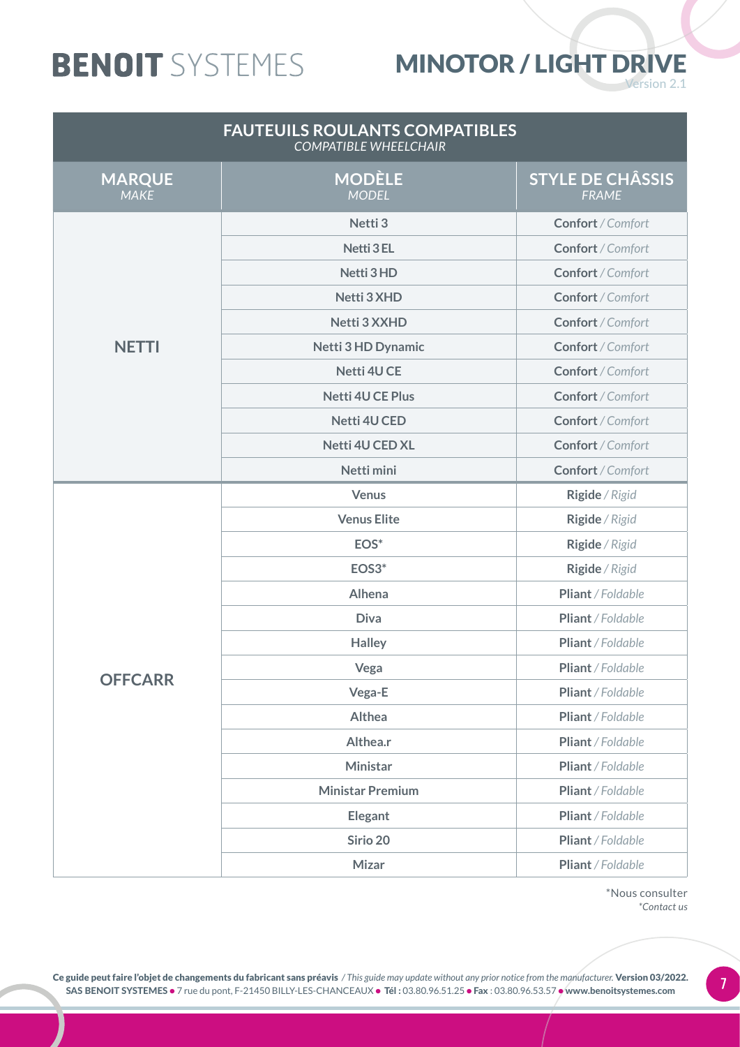# BENOIT SYSTEMES

# MINOTOR / LIGHT DRIVE

Version 2.1

| **FAUTEUILS ROULANTS COMPATIBLES** *COMPATIBLE WHEELCHAIR* | | |
|---|---|---|
| **MARQUE** *MAKE* | **MODÈLE** *MODEL* | **STYLE DE CHÂSSIS** *FRAME* |
| **NETTI** | **Netti 3** | **Confort** / *Comfort* |
| | **Netti 3 EL** | **Confort** / *Comfort* |
| | **Netti 3 HD** | **Confort** / *Comfort* |
| | **Netti 3 XHD** | **Confort** / *Comfort* |
| | **Netti 3 XXHD** | **Confort** / *Comfort* |
| | **Netti 3 HD Dynamic** | **Confort** / *Comfort* |
| | **Netti 4U CE** | **Confort** / *Comfort* |
| | **Netti 4U CE Plus** | **Confort** / *Comfort* |
| | **Netti 4U CED** | **Confort** / *Comfort* |
| | **Netti 4U CED XL** | **Confort** / *Comfort* |
| | **Netti mini** | **Confort** / *Comfort* |
| **OFFCARR** | **Venus** | **Rigide** / *Rigid* |
| | **Venus Elite** | **Rigide** / *Rigid* |
| | **EOS*** | **Rigide** / *Rigid* |
| | **EOS3*** | **Rigide** / *Rigid* |
| | **Alhena** | **Pliant** / *Foldable* |
| | **Diva** | **Pliant** / *Foldable* |
| | **Halley** | **Pliant** / *Foldable* |
| | **Vega** | **Pliant** / *Foldable* |
| | **Vega-E** | **Pliant** / *Foldable* |
| | **Althea** | **Pliant** / *Foldable* |
| | **Althea.r** | **Pliant** / *Foldable* |
| | **Ministar** | **Pliant** / *Foldable* |
| | **Ministar Premium** | **Pliant** / *Foldable* |
| | **Elegant** | **Pliant** / *Foldable* |
| | **Sirio 20** | **Pliant** / *Foldable* |
| | **Mizar** | **Pliant** / *Foldable* |

*Nous consulter
*\*Contact us*

**Ce guide peut faire l'objet de changements du fabricant sans préavis** / *This guide may update without any prior notice from the manufacturer.* **Version 03/2022.**
**SAS BENOIT SYSTEMES** • 7 rue du pont, F-21450 BILLY-LES-CHANCEAUX • **Tél :** 03.80.96.51.25 • **Fax** : 03.80.96.53.57 • **www.benoitsystemes.com**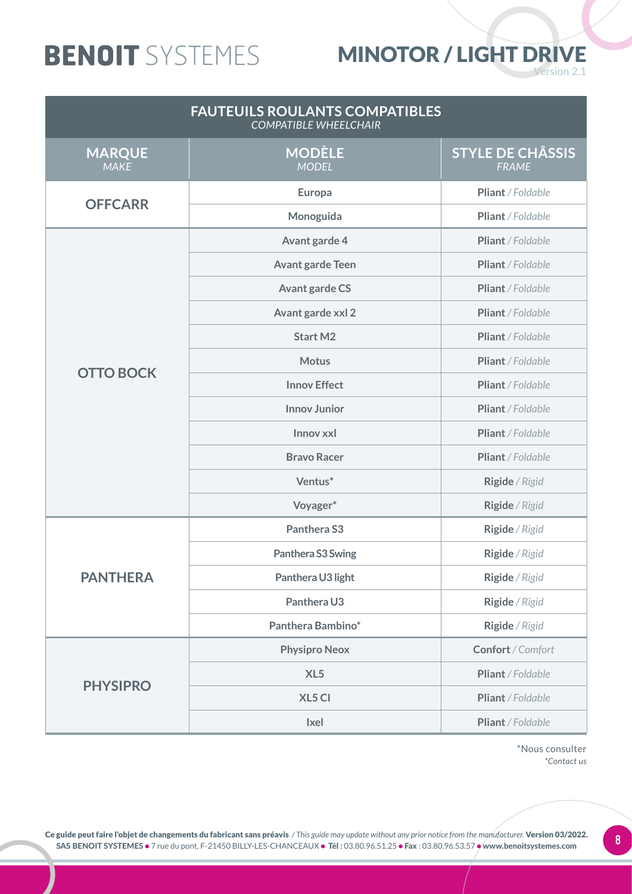| FAUTEUILS ROULANTS COMPATIBLES *COMPATIBLE WHEELCHAIR* | | |
|---|---|---|
| **MARQUE** *MAKE* | **MODÈLE** *MODEL* | **STYLE DE CHÂSSIS** *FRAME* |
| **OFFCARR** | **Europa** | **Pliant** / *Foldable* |
| | **Monoguida** | **Pliant** / *Foldable* |
| **OTTO BOCK** | **Avant garde 4** | **Pliant** / *Foldable* |
| | **Avant garde Teen** | **Pliant** / *Foldable* |
| | **Avant garde CS** | **Pliant** / *Foldable* |
| | **Avant garde xxl 2** | **Pliant** / *Foldable* |
| | **Start M2** | **Pliant** / *Foldable* |
| | **Motus** | **Pliant** / *Foldable* |
| | **Innov Effect** | **Pliant** / *Foldable* |
| | **Innov Junior** | **Pliant** / *Foldable* |
| | **Innov xxl** | **Pliant** / *Foldable* |
| | **Bravo Racer** | **Pliant** / *Foldable* |
| | **Ventus*** | **Rigide** / *Rigid* |
| | **Voyager*** | **Rigide** / *Rigid* |
| **PANTHERA** | **Panthera S3** | **Rigide** / *Rigid* |
| | **Panthera S3 Swing** | **Rigide** / *Rigid* |
| | **Panthera U3 light** | **Rigide** / *Rigid* |
| | **Panthera U3** | **Rigide** / *Rigid* |
| | **Panthera Bambino*** | **Rigide** / *Rigid* |
| **PHYSIPRO** | **Physipro Neox** | **Confort** / *Comfort* |
| | **XL5** | **Pliant** / *Foldable* |
| | **XL5 CI** | **Pliant** / *Foldable* |
| | **Ixel** | **Pliant** / *Foldable* |

*Nous consulter
*\*Contact us*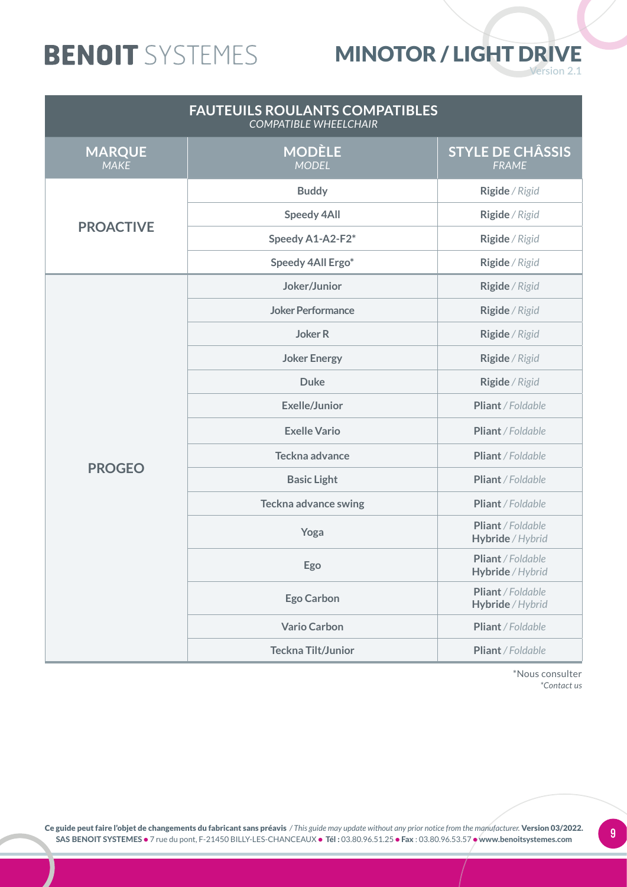| **FAUTEUILS ROULANTS COMPATIBLES** *COMPATIBLE WHEELCHAIR* | | |
|---|---|---|
| **MARQUE** *MAKE* | **MODÈLE** *MODEL* | **STYLE DE CHÂSSIS** *FRAME* |
| **PROACTIVE** | **Buddy** | **Rigide** / *Rigid* |
| | **Speedy 4All** | **Rigide** / *Rigid* |
| | **Speedy A1-A2-F2*** | **Rigide** / *Rigid* |
| | **Speedy 4All Ergo*** | **Rigide** / *Rigid* |
| **PROGEO** | **Joker/Junior** | **Rigide** / *Rigid* |
| | **Joker Performance** | **Rigide** / *Rigid* |
| | **Joker R** | **Rigide** / *Rigid* |
| | **Joker Energy** | **Rigide** / *Rigid* |
| | **Duke** | **Rigide** / *Rigid* |
| | **Exelle/Junior** | **Pliant** / *Foldable* |
| | **Exelle Vario** | **Pliant** / *Foldable* |
| | **Teckna advance** | **Pliant** / *Foldable* |
| | **Basic Light** | **Pliant** / *Foldable* |
| | **Teckna advance swing** | **Pliant** / *Foldable* |
| | **Yoga** | **Pliant** / *Foldable* **Hybride** / *Hybrid* |
| | **Ego** | **Pliant** / *Foldable* **Hybride** / *Hybrid* |
| | **Ego Carbon** | **Pliant** / *Foldable* **Hybride** / *Hybrid* |
| | **Vario Carbon** | **Pliant** / *Foldable* |
| | **Teckna Tilt/Junior** | **Pliant** / *Foldable* |

*Nous consulter
*\*Contact us*

**Ce guide peut faire l'objet de changements du fabricant sans préavis** / *This guide may update without any prior notice from the manufacturer.* **Version 03/2022.**
**SAS BENOIT SYSTEMES** • 7 rue du pont, F-21450 BILLY-LES-CHANCEAUX • **Tél :** 03.80.96.51.25 • **Fax** : 03.80.96.53.57 • **www.benoitsystemes.com**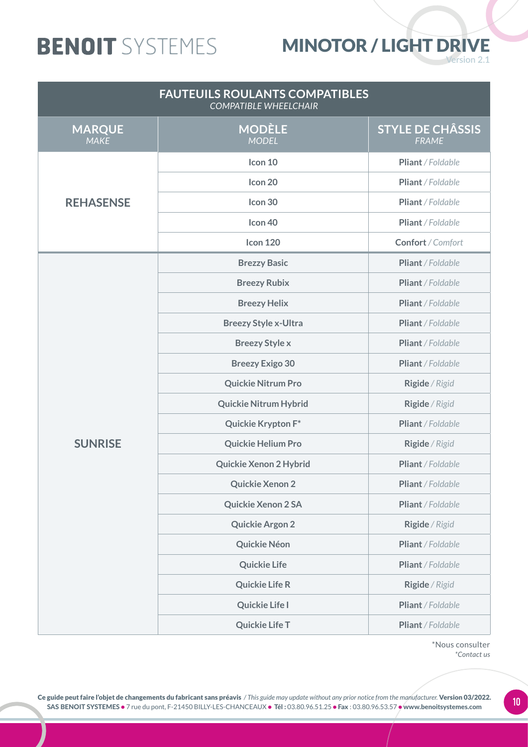| FAUTEUILS ROULANTS COMPATIBLES *COMPATIBLE WHEELCHAIR* | | |
|---|---|---|
| **MARQUE** *MAKE* | **MODÈLE** *MODEL* | **STYLE DE CHÂSSIS** *FRAME* |
| **REHASENSE** | **Icon 10** | **Pliant** / *Foldable* |
| | **Icon 20** | **Pliant** / *Foldable* |
| | **Icon 30** | **Pliant** / *Foldable* |
| | **Icon 40** | **Pliant** / *Foldable* |
| | **Icon 120** | **Confort** / *Comfort* |
| **SUNRISE** | **Brezzy Basic** | **Pliant** / *Foldable* |
| | **Breezy Rubix** | **Pliant** / *Foldable* |
| | **Breezy Helix** | **Pliant** / *Foldable* |
| | **Breezy Style x-Ultra** | **Pliant** / *Foldable* |
| | **Breezy Style x** | **Pliant** / *Foldable* |
| | **Breezy Exigo 30** | **Pliant** / *Foldable* |
| | **Quickie Nitrum Pro** | **Rigide** / *Rigid* |
| | **Quickie Nitrum Hybrid** | **Rigide** / *Rigid* |
| | **Quickie Krypton F*** | **Pliant** / *Foldable* |
| | **Quickie Helium Pro** | **Rigide** / *Rigid* |
| | **Quickie Xenon 2 Hybrid** | **Pliant** / *Foldable* |
| | **Quickie Xenon 2** | **Pliant** / *Foldable* |
| | **Quickie Xenon 2 SA** | **Pliant** / *Foldable* |
| | **Quickie Argon 2** | **Rigide** / *Rigid* |
| | **Quickie Néon** | **Pliant** / *Foldable* |
| | **Quickie Life** | **Pliant** / *Foldable* |
| | **Quickie Life R** | **Rigide** / *Rigid* |
| | **Quickie Life I** | **Pliant** / *Foldable* |
| | **Quickie Life T** | **Pliant** / *Foldable* |

*Nous consulter
*\*Contact us*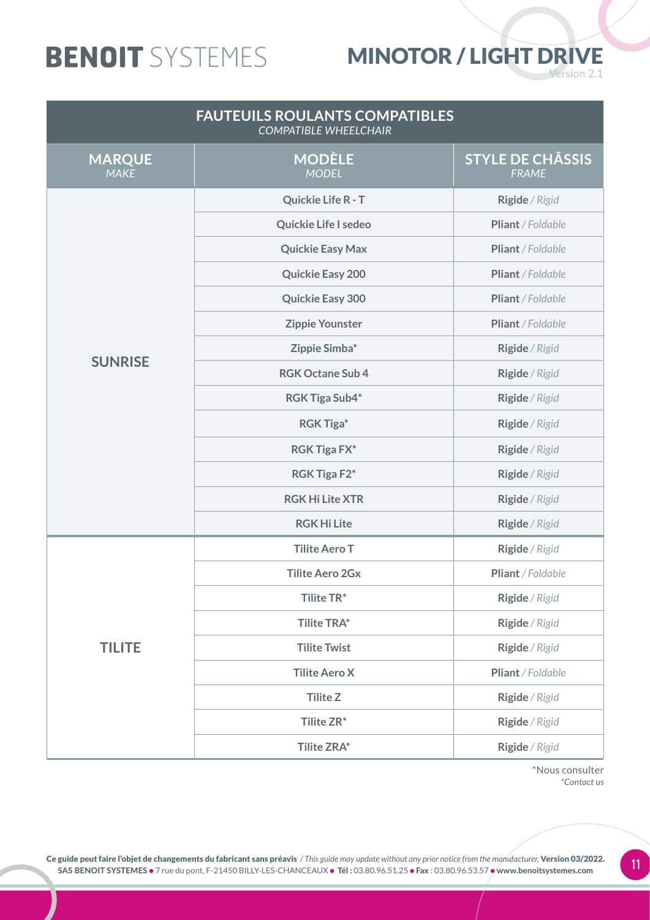| FAUTEUILS ROULANTS COMPATIBLES *COMPATIBLE WHEELCHAIR* | | |
|---|---|---|
| **MARQUE** *MAKE* | **MODÈLE** *MODEL* | **STYLE DE CHÂSSIS** *FRAME* |
| **SUNRISE** | **Quickie Life R - T** | **Rigide** / *Rigid* |
| | **Quickie Life I sedeo** | **Pliant** / *Foldable* |
| | **Quickie Easy Max** | **Pliant** / *Foldable* |
| | **Quickie Easy 200** | **Pliant** / *Foldable* |
| | **Quickie Easy 300** | **Pliant** / *Foldable* |
| | **Zippie Younster** | **Pliant** / *Foldable* |
| | **Zippie Simba*** | **Rigide** / *Rigid* |
| | **RGK Octane Sub 4** | **Rigide** / *Rigid* |
| | **RGK Tiga Sub4*** | **Rigide** / *Rigid* |
| | **RGK Tiga*** | **Rigide** / *Rigid* |
| | **RGK Tiga FX*** | **Rigide** / *Rigid* |
| | **RGK Tiga F2*** | **Rigide** / *Rigid* |
| | **RGK Hi Lite XTR** | **Rigide** / *Rigid* |
| | **RGK Hi Lite** | **Rigide** / *Rigid* |
| **TILITE** | **Tilite Aero T** | **Rigide** / *Rigid* |
| | **Tilite Aero 2Gx** | **Pliant** / *Foldable* |
| | **Tilite TR*** | **Rigide** / *Rigid* |
| | **Tilite TRA*** | **Rigide** / *Rigid* |
| | **Tilite Twist** | **Rigide** / *Rigid* |
| | **Tilite Aero X** | **Pliant** / *Foldable* |
| | **Tilite Z** | **Rigide** / *Rigid* |
| | **Tilite ZR*** | **Rigide** / *Rigid* |
| | **Tilite ZRA*** | **Rigide** / *Rigid* |

*Nous consulter
*\*Contact us*

**Ce guide peut faire l'objet de changements du fabricant sans préavis** / *This guide may update without any prior notice from the manufacturer.* **Version 03/2022.**
**SAS BENOIT SYSTEMES** ● 7 rue du pont, F-21450 BILLY-LES-CHANCEAUX ● **Tél :** 03.80.96.51.25 ● **Fax** : 03.80.96.53.57 ● **www.benoitsystemes.com**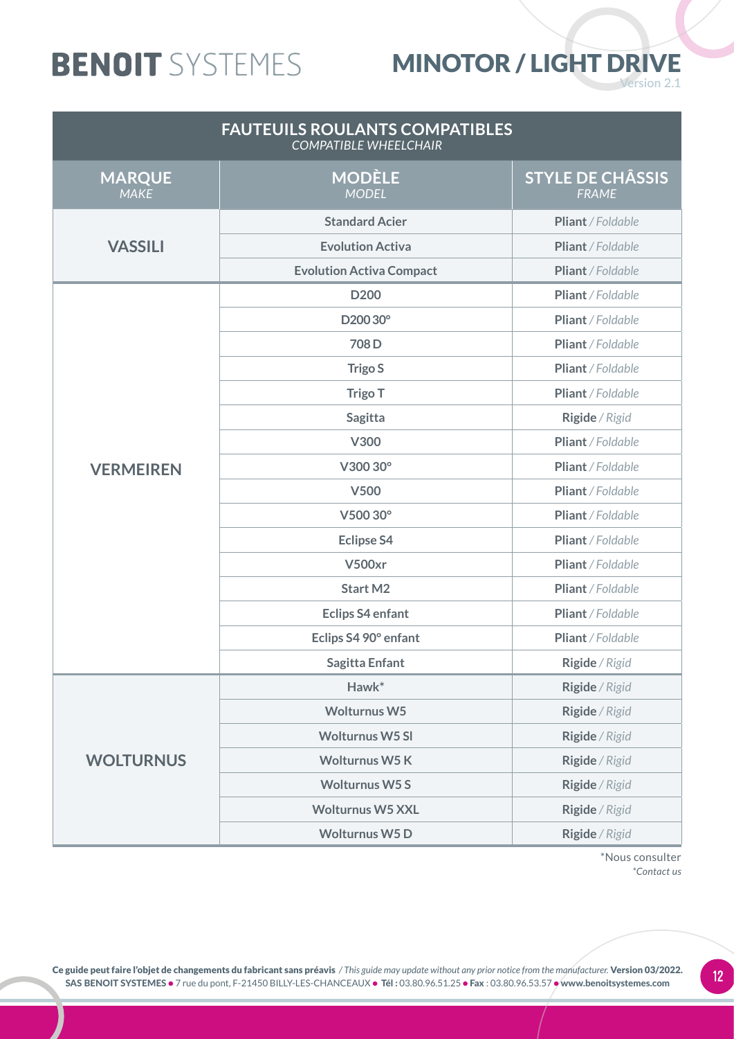| FAUTEUILS ROULANTS COMPATIBLES *COMPATIBLE WHEELCHAIR* | | |
|---|---|---|
| **MARQUE** *MAKE* | **MODÈLE** *MODEL* | **STYLE DE CHÂSSIS** *FRAME* |
| **VASSILI** | **Standard Acier** | **Pliant** / *Foldable* |
| | **Evolution Activa** | **Pliant** / *Foldable* |
| | **Evolution Activa Compact** | **Pliant** / *Foldable* |
| **VERMEIREN** | **D200** | **Pliant** / *Foldable* |
| | **D200 30°** | **Pliant** / *Foldable* |
| | **708 D** | **Pliant** / *Foldable* |
| | **Trigo S** | **Pliant** / *Foldable* |
| | **Trigo T** | **Pliant** / *Foldable* |
| | **Sagitta** | **Rigide** / *Rigid* |
| | **V300** | **Pliant** / *Foldable* |
| | **V300 30°** | **Pliant** / *Foldable* |
| | **V500** | **Pliant** / *Foldable* |
| | **V500 30°** | **Pliant** / *Foldable* |
| | **Eclipse S4** | **Pliant** / *Foldable* |
| | **V500xr** | **Pliant** / *Foldable* |
| | **Start M2** | **Pliant** / *Foldable* |
| | **Eclips S4 enfant** | **Pliant** / *Foldable* |
| | **Eclips S4 90° enfant** | **Pliant** / *Foldable* |
| | **Sagitta Enfant** | **Rigide** / *Rigid* |
| **WOLTURNUS** | **Hawk*** | **Rigide** / *Rigid* |
| | **Wolturnus W5** | **Rigide** / *Rigid* |
| | **Wolturnus W5 SI** | **Rigide** / *Rigid* |
| | **Wolturnus W5 K** | **Rigide** / *Rigid* |
| | **Wolturnus W5 S** | **Rigide** / *Rigid* |
| | **Wolturnus W5 XXL** | **Rigide** / *Rigid* |
| | **Wolturnus W5 D** | **Rigide** / *Rigid* |

*Nous consulter
*\*Contact us*

**Ce guide peut faire l'objet de changements du fabricant sans préavis** / *This guide may update without any prior notice from the manufacturer.* **Version 03/2022.**
**SAS BENOIT SYSTEMES** • 7 rue du pont, F-21450 BILLY-LES-CHANCEAUX • **Tél :** 03.80.96.51.25 • **Fax** : 03.80.96.53.57 • **www.benoitsystemes.com**